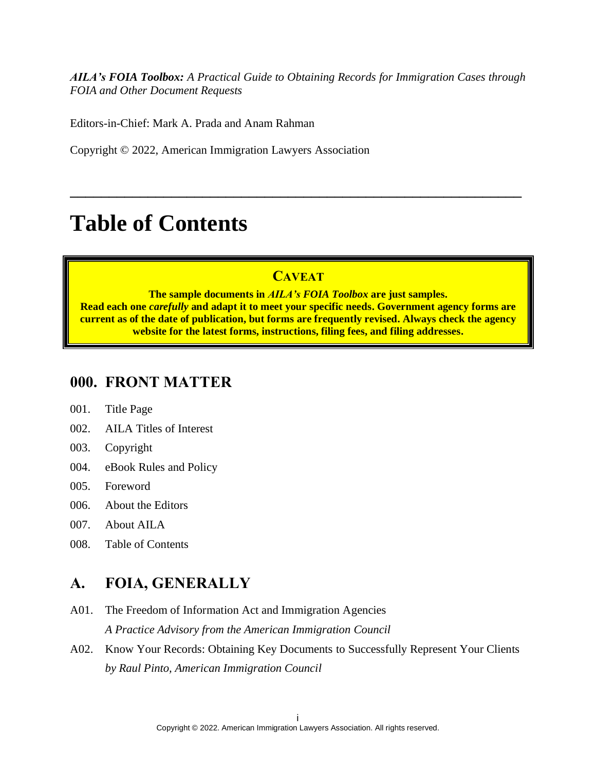***AILA's FOIA Toolbox:*** *A Practical Guide to Obtaining Records for Immigration Cases through FOIA and Other Document Requests*

Editors-in-Chief: Mark A. Prada and Anam Rahman

Copyright © 2022, American Immigration Lawyers Association

---

# Table of Contents

> **CAVEAT**
>
> **The sample documents in *AILA's FOIA Toolbox* are just samples.**
> **Read each one *carefully* and adapt it to meet your specific needs. Government agency forms are current as of the date of publication, but forms are frequently revised. Always check the agency website for the latest forms, instructions, filing fees, and filing addresses.**

## 000. FRONT MATTER

- 001. Title Page
- 002. AILA Titles of Interest
- 003. Copyright
- 004. eBook Rules and Policy
- 005. Foreword
- 006. About the Editors
- 007. About AILA
- 008. Table of Contents

## A. FOIA, GENERALLY

- A01. The Freedom of Information Act and Immigration Agencies
  *A Practice Advisory from the American Immigration Council*
- A02. Know Your Records: Obtaining Key Documents to Successfully Represent Your Clients
  *by Raul Pinto, American Immigration Council*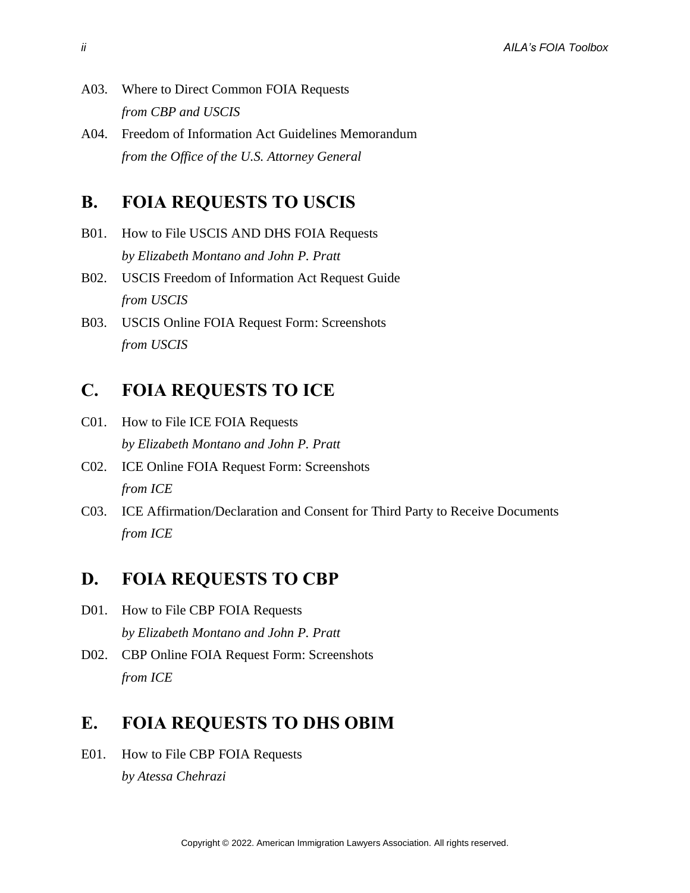A03. Where to Direct Common FOIA Requests
*from CBP and USCIS*

A04. Freedom of Information Act Guidelines Memorandum
*from the Office of the U.S. Attorney General*

## B. FOIA REQUESTS TO USCIS

B01. How to File USCIS AND DHS FOIA Requests
*by Elizabeth Montano and John P. Pratt*

B02. USCIS Freedom of Information Act Request Guide
*from USCIS*

B03. USCIS Online FOIA Request Form: Screenshots
*from USCIS*

## C. FOIA REQUESTS TO ICE

C01. How to File ICE FOIA Requests
*by Elizabeth Montano and John P. Pratt*

C02. ICE Online FOIA Request Form: Screenshots
*from ICE*

C03. ICE Affirmation/Declaration and Consent for Third Party to Receive Documents
*from ICE*

## D. FOIA REQUESTS TO CBP

D01. How to File CBP FOIA Requests
*by Elizabeth Montano and John P. Pratt*

D02. CBP Online FOIA Request Form: Screenshots
*from ICE*

## E. FOIA REQUESTS TO DHS OBIM

E01. How to File CBP FOIA Requests
*by Atessa Chehrazi*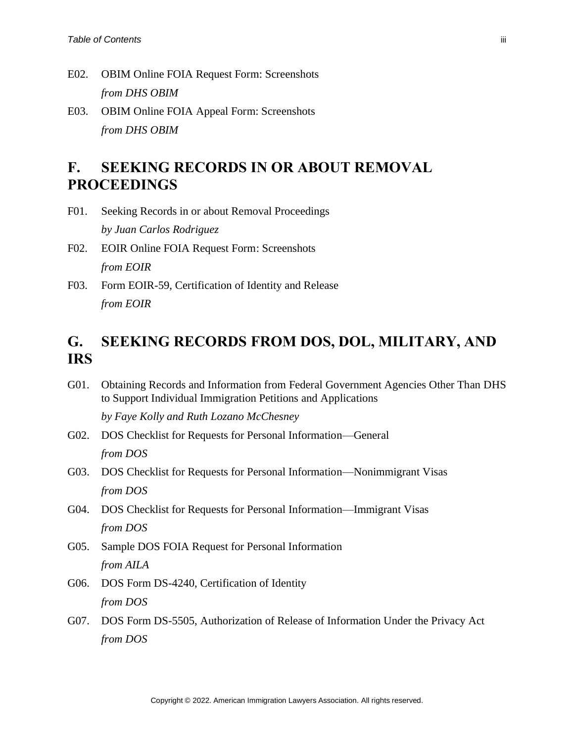E02. OBIM Online FOIA Request Form: Screenshots
*from DHS OBIM*

E03. OBIM Online FOIA Appeal Form: Screenshots
*from DHS OBIM*

## F. SEEKING RECORDS IN OR ABOUT REMOVAL PROCEEDINGS

F01. Seeking Records in or about Removal Proceedings
*by Juan Carlos Rodriguez*

F02. EOIR Online FOIA Request Form: Screenshots
*from EOIR*

F03. Form EOIR-59, Certification of Identity and Release
*from EOIR*

## G. SEEKING RECORDS FROM DOS, DOL, MILITARY, AND IRS

G01. Obtaining Records and Information from Federal Government Agencies Other Than DHS to Support Individual Immigration Petitions and Applications
*by Faye Kolly and Ruth Lozano McChesney*

G02. DOS Checklist for Requests for Personal Information—General
*from DOS*

G03. DOS Checklist for Requests for Personal Information—Nonimmigrant Visas
*from DOS*

G04. DOS Checklist for Requests for Personal Information—Immigrant Visas
*from DOS*

G05. Sample DOS FOIA Request for Personal Information
*from AILA*

G06. DOS Form DS-4240, Certification of Identity
*from DOS*

G07. DOS Form DS-5505, Authorization of Release of Information Under the Privacy Act
*from DOS*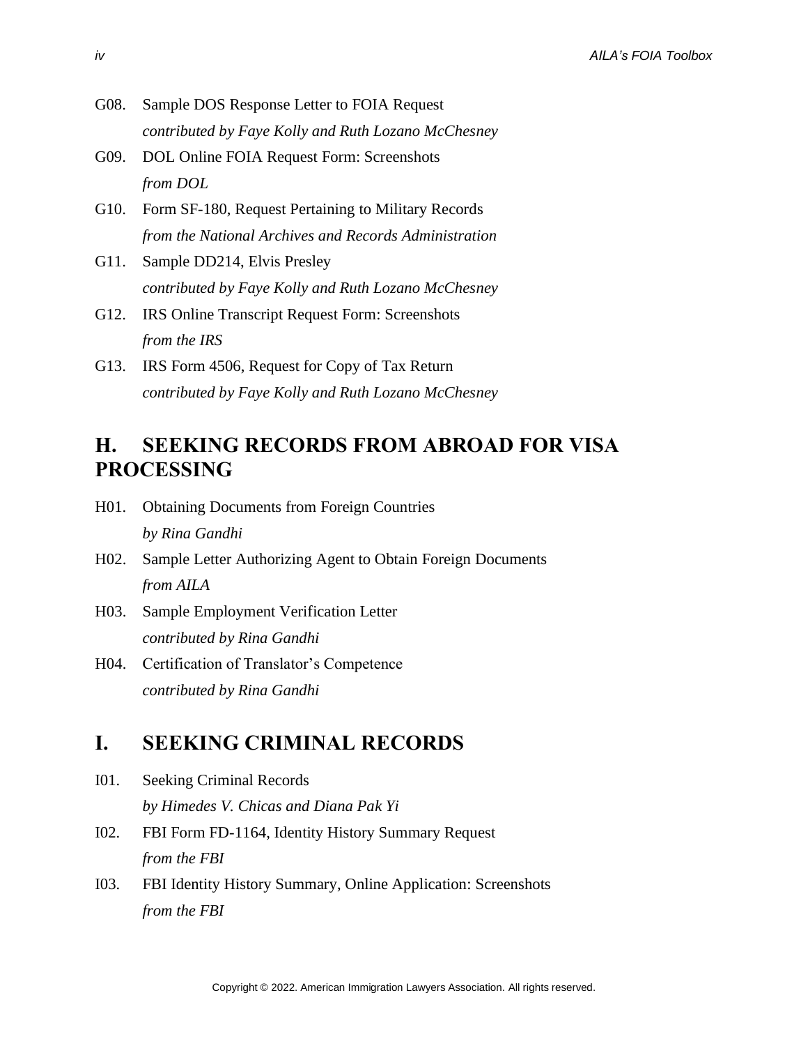G08. Sample DOS Response Letter to FOIA Request
*contributed by Faye Kolly and Ruth Lozano McChesney*

G09. DOL Online FOIA Request Form: Screenshots
*from DOL*

G10. Form SF-180, Request Pertaining to Military Records
*from the National Archives and Records Administration*

G11. Sample DD214, Elvis Presley
*contributed by Faye Kolly and Ruth Lozano McChesney*

G12. IRS Online Transcript Request Form: Screenshots
*from the IRS*

G13. IRS Form 4506, Request for Copy of Tax Return
*contributed by Faye Kolly and Ruth Lozano McChesney*

## H. SEEKING RECORDS FROM ABROAD FOR VISA PROCESSING

H01. Obtaining Documents from Foreign Countries
*by Rina Gandhi*

H02. Sample Letter Authorizing Agent to Obtain Foreign Documents
*from AILA*

H03. Sample Employment Verification Letter
*contributed by Rina Gandhi*

H04. Certification of Translator's Competence
*contributed by Rina Gandhi*

## I. SEEKING CRIMINAL RECORDS

I01. Seeking Criminal Records
*by Himedes V. Chicas and Diana Pak Yi*

I02. FBI Form FD-1164, Identity History Summary Request
*from the FBI*

I03. FBI Identity History Summary, Online Application: Screenshots
*from the FBI*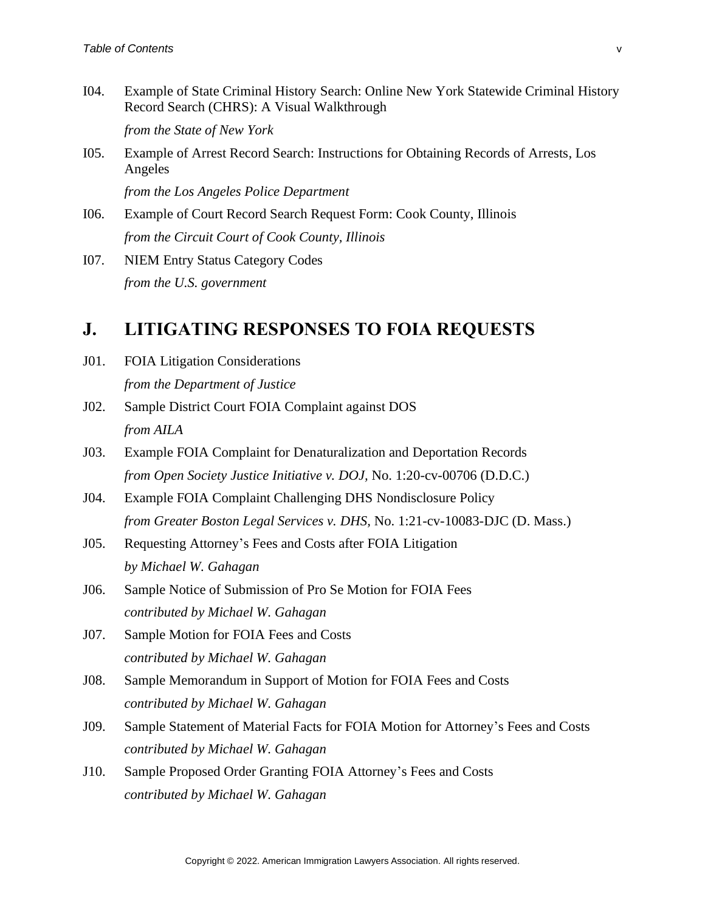I04. Example of State Criminal History Search: Online New York Statewide Criminal History Record Search (CHRS): A Visual Walkthrough

*from the State of New York*

I05. Example of Arrest Record Search: Instructions for Obtaining Records of Arrests, Los Angeles

*from the Los Angeles Police Department*

I06. Example of Court Record Search Request Form: Cook County, Illinois

*from the Circuit Court of Cook County, Illinois*

I07. NIEM Entry Status Category Codes

*from the U.S. government*

## J. LITIGATING RESPONSES TO FOIA REQUESTS

J01. FOIA Litigation Considerations

*from the Department of Justice*

J02. Sample District Court FOIA Complaint against DOS

*from AILA*

J03. Example FOIA Complaint for Denaturalization and Deportation Records

*from Open Society Justice Initiative v. DOJ*, No. 1:20-cv-00706 (D.D.C.)

J04. Example FOIA Complaint Challenging DHS Nondisclosure Policy

*from Greater Boston Legal Services v. DHS*, No. 1:21-cv-10083-DJC (D. Mass.)

J05. Requesting Attorney's Fees and Costs after FOIA Litigation

*by Michael W. Gahagan*

J06. Sample Notice of Submission of Pro Se Motion for FOIA Fees

*contributed by Michael W. Gahagan*

J07. Sample Motion for FOIA Fees and Costs

*contributed by Michael W. Gahagan*

J08. Sample Memorandum in Support of Motion for FOIA Fees and Costs

*contributed by Michael W. Gahagan*

J09. Sample Statement of Material Facts for FOIA Motion for Attorney's Fees and Costs

*contributed by Michael W. Gahagan*

J10. Sample Proposed Order Granting FOIA Attorney's Fees and Costs

*contributed by Michael W. Gahagan*